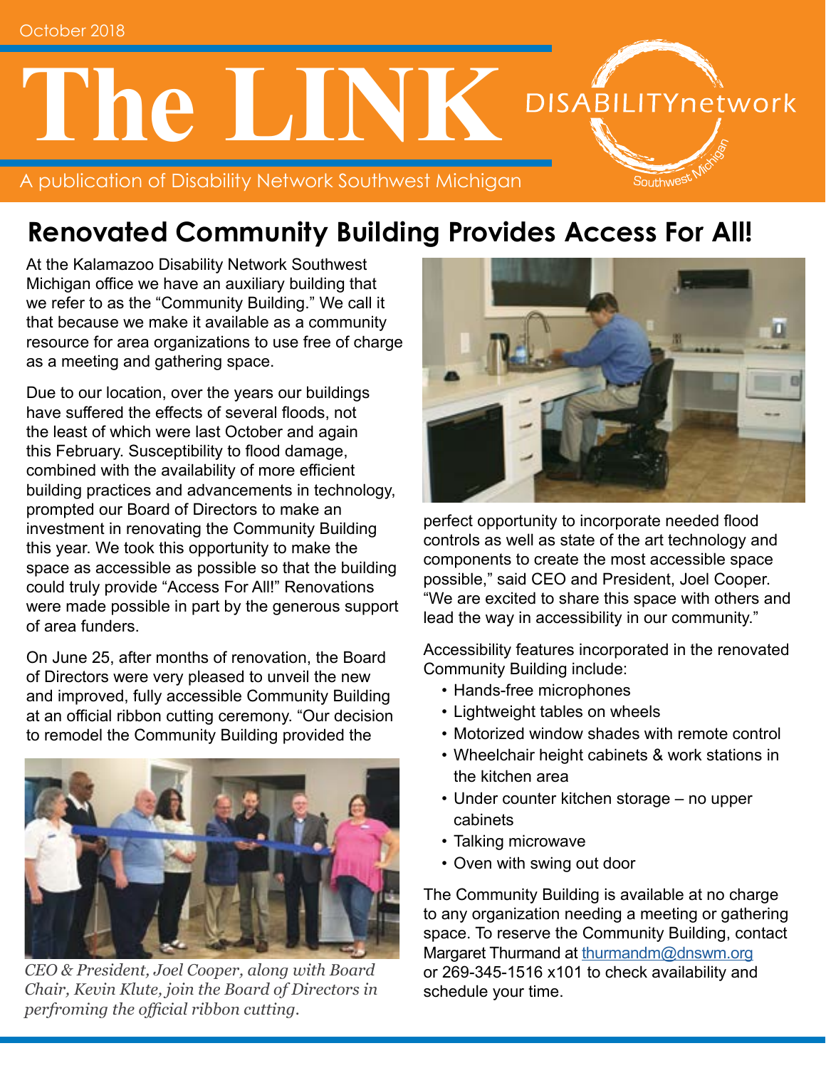October 2018

# The LINK

A publication of Disability Network Southwest Michigan

## Renovated Community Building Provides Access For All!

At the Kalamazoo Disability Network Southwest Michigan office we have an auxiliary building that we refer to as the "Community Building." We call it that because we make it available as a community resource for area organizations to use free of charge as a meeting and gathering space.

Due to our location, over the years our buildings have suffered the effects of several floods, not the least of which were last October and again this February. Susceptibility to flood damage, combined with the availability of more efficient building practices and advancements in technology, prompted our Board of Directors to make an investment in renovating the Community Building this year. We took this opportunity to make the space as accessible as possible so that the building could truly provide "Access For All!" Renovations were made possible in part by the generous support of area funders.

On June 25, after months of renovation, the Board of Directors were very pleased to unveil the new and improved, fully accessible Community Building at an official ribbon cutting ceremony. "Our decision to remodel the Community Building provided the perfect opportunity to incorporate needed flood controls as well as state of the art technology and components to create the most accessible space possible," said CEO and President, Joel Cooper. "We are excited to share this space with others and lead the way in accessibility in our community."

*CEO & President, Joel Cooper, along with Board Chair, Kevin Klute, join the Board of Directors in perfroming the official ribbon cutting.*

Accessibility features incorporated in the renovated Community Building include:

- Hands-free microphones
- Lightweight tables on wheels
- Motorized window shades with remote control
- Wheelchair height cabinets & work stations in the kitchen area
- Under counter kitchen storage – no upper cabinets
- Talking microwave
- Oven with swing out door

The Community Building is available at no charge to any organization needing a meeting or gathering space. To reserve the Community Building, contact Margaret Thurmand at thurmandm@dnswm.org or 269-345-1516 x101 to check availability and schedule your time.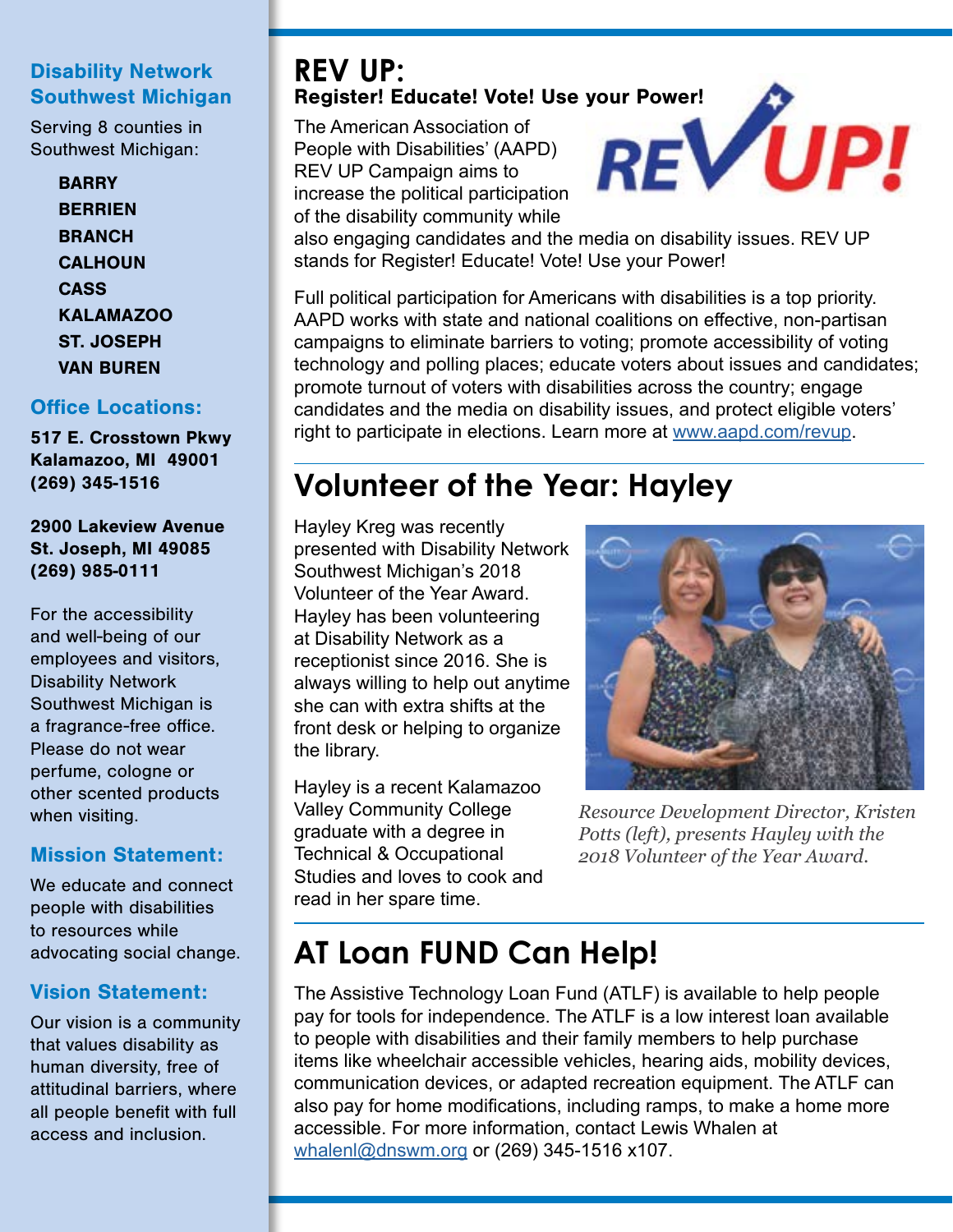## Disability Network Southwest Michigan

Serving 8 counties in Southwest Michigan:

- **BARRY**
- **BERRIEN**
- **BRANCH**
- **CALHOUN**
- **CASS**
- **KALAMAZOO**
- **ST. JOSEPH**
- **VAN BUREN**

### Office Locations:

**517 E. Crosstown Pkwy**
**Kalamazoo, MI 49001**
**(269) 345-1516**

**2900 Lakeview Avenue**
**St. Joseph, MI 49085**
**(269) 985-0111**

For the accessibility and well-being of our employees and visitors, Disability Network Southwest Michigan is a fragrance-free office. Please do not wear perfume, cologne or other scented products when visiting.

### Mission Statement:

We educate and connect people with disabilities to resources while advocating social change.

### Vision Statement:

Our vision is a community that values disability as human diversity, free of attitudinal barriers, where all people benefit with full access and inclusion.

# REV UP:

**Register! Educate! Vote! Use your Power!**

The American Association of People with Disabilities' (AAPD) REV UP Campaign aims to increase the political participation of the disability community while also engaging candidates and the media on disability issues. REV UP stands for Register! Educate! Vote! Use your Power!

Full political participation for Americans with disabilities is a top priority. AAPD works with state and national coalitions on effective, non-partisan campaigns to eliminate barriers to voting; promote accessibility of voting technology and polling places; educate voters about issues and candidates; promote turnout of voters with disabilities across the country; engage candidates and the media on disability issues, and protect eligible voters' right to participate in elections. Learn more at www.aapd.com/revup.

# Volunteer of the Year: Hayley

Hayley Kreg was recently presented with Disability Network Southwest Michigan's 2018 Volunteer of the Year Award. Hayley has been volunteering at Disability Network as a receptionist since 2016. She is always willing to help out anytime she can with extra shifts at the front desk or helping to organize the library.

Hayley is a recent Kalamazoo Valley Community College graduate with a degree in Technical & Occupational Studies and loves to cook and read in her spare time.

*Resource Development Director, Kristen Potts (left), presents Hayley with the 2018 Volunteer of the Year Award.*

# AT Loan FUND Can Help!

The Assistive Technology Loan Fund (ATLF) is available to help people pay for tools for independence. The ATLF is a low interest loan available to people with disabilities and their family members to help purchase items like wheelchair accessible vehicles, hearing aids, mobility devices, communication devices, or adapted recreation equipment. The ATLF can also pay for home modifications, including ramps, to make a home more accessible. For more information, contact Lewis Whalen at whalenl@dnswm.org or (269) 345-1516 x107.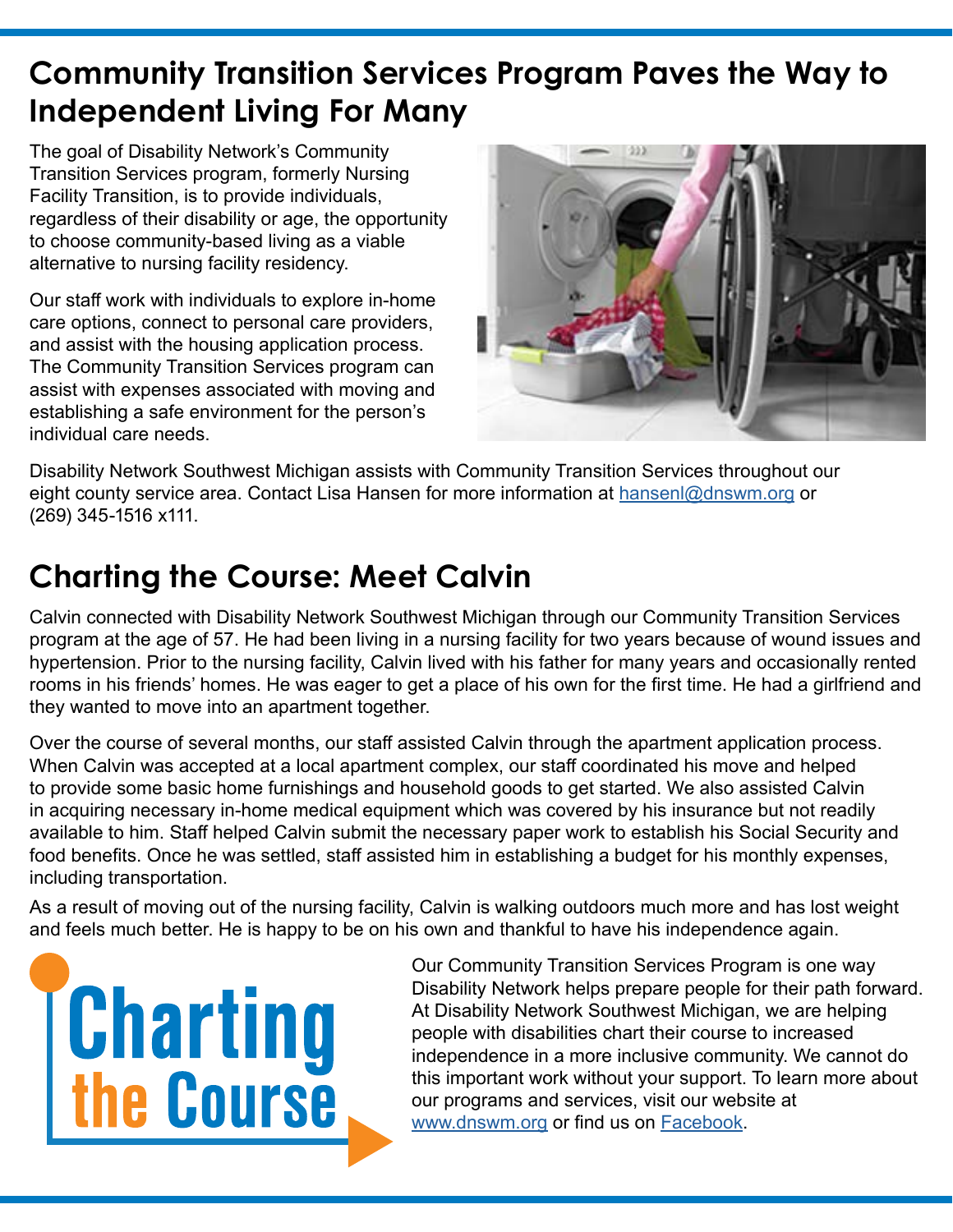# Community Transition Services Program Paves the Way to Independent Living For Many

The goal of Disability Network's Community Transition Services program, formerly Nursing Facility Transition, is to provide individuals, regardless of their disability or age, the opportunity to choose community-based living as a viable alternative to nursing facility residency.

Our staff work with individuals to explore in-home care options, connect to personal care providers, and assist with the housing application process. The Community Transition Services program can assist with expenses associated with moving and establishing a safe environment for the person's individual care needs.

Disability Network Southwest Michigan assists with Community Transition Services throughout our eight county service area. Contact Lisa Hansen for more information at [hansenl@dnswm.org](mailto:hansenl@dnswm.org) or (269) 345-1516 x111.

# Charting the Course: Meet Calvin

Calvin connected with Disability Network Southwest Michigan through our Community Transition Services program at the age of 57. He had been living in a nursing facility for two years because of wound issues and hypertension. Prior to the nursing facility, Calvin lived with his father for many years and occasionally rented rooms in his friends' homes. He was eager to get a place of his own for the first time. He had a girlfriend and they wanted to move into an apartment together.

Over the course of several months, our staff assisted Calvin through the apartment application process. When Calvin was accepted at a local apartment complex, our staff coordinated his move and helped to provide some basic home furnishings and household goods to get started. We also assisted Calvin in acquiring necessary in-home medical equipment which was covered by his insurance but not readily available to him. Staff helped Calvin submit the necessary paper work to establish his Social Security and food benefits. Once he was settled, staff assisted him in establishing a budget for his monthly expenses, including transportation.

As a result of moving out of the nursing facility, Calvin is walking outdoors much more and has lost weight and feels much better. He is happy to be on his own and thankful to have his independence again.

**Charting the Course**

Our Community Transition Services Program is one way Disability Network helps prepare people for their path forward. At Disability Network Southwest Michigan, we are helping people with disabilities chart their course to increased independence in a more inclusive community. We cannot do this important work without your support. To learn more about our programs and services, visit our website at [www.dnswm.org](http://www.dnswm.org) or find us on Facebook.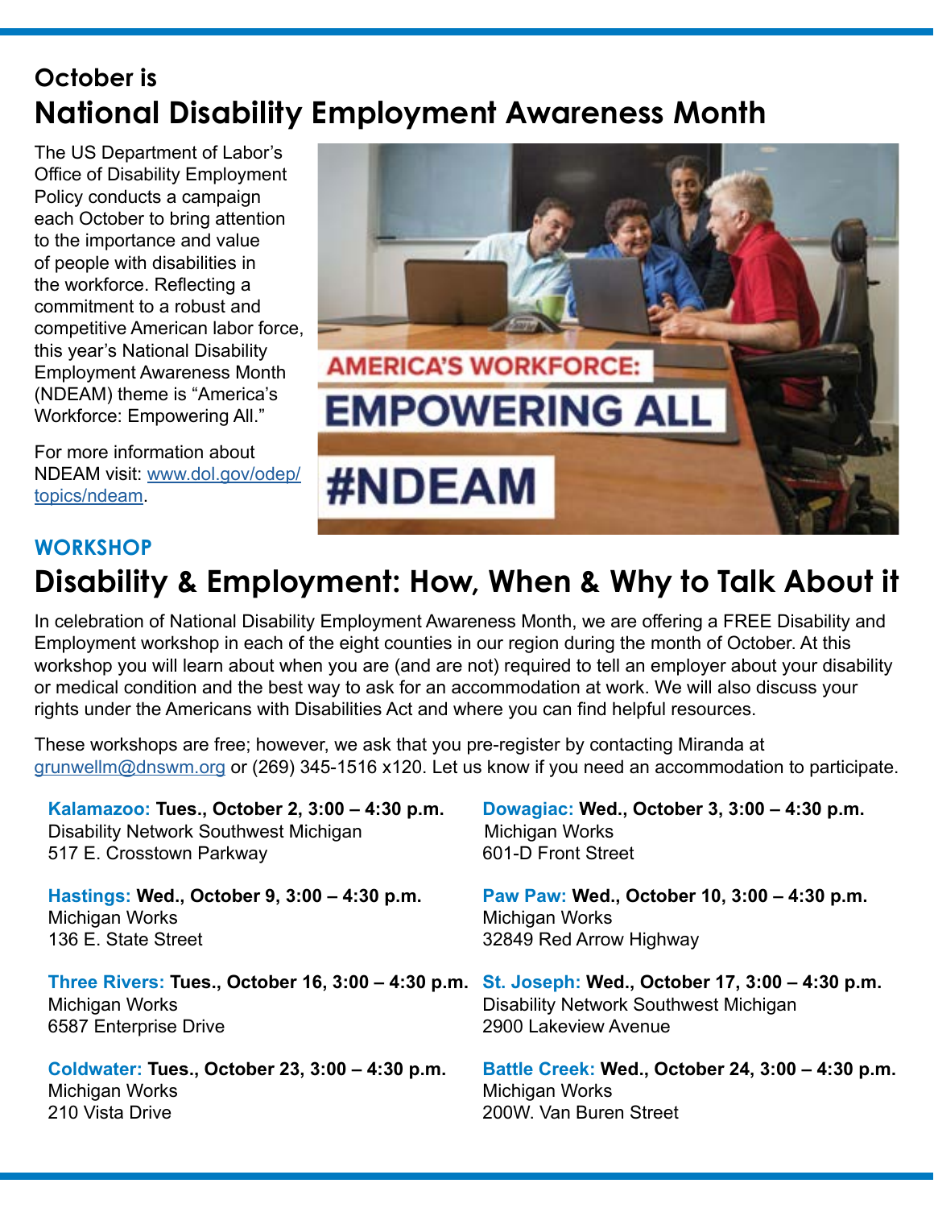## October is
# National Disability Employment Awareness Month

The US Department of Labor's Office of Disability Employment Policy conducts a campaign each October to bring attention to the importance and value of people with disabilities in the workforce. Reflecting a commitment to a robust and competitive American labor force, this year's National Disability Employment Awareness Month (NDEAM) theme is "America's Workforce: Empowering All."

For more information about NDEAM visit: [www.dol.gov/odep/topics/ndeam](www.dol.gov/odep/topics/ndeam).

### WORKSHOP
## Disability & Employment: How, When & Why to Talk About it

In celebration of National Disability Employment Awareness Month, we are offering a FREE Disability and Employment workshop in each of the eight counties in our region during the month of October. At this workshop you will learn about when you are (and are not) required to tell an employer about your disability or medical condition and the best way to ask for an accommodation at work. We will also discuss your rights under the Americans with Disabilities Act and where you can find helpful resources.

These workshops are free; however, we ask that you pre-register by contacting Miranda at [grunwellm@dnswm.org](mailto:grunwellm@dnswm.org) or (269) 345-1516 x120. Let us know if you need an accommodation to participate.

**Kalamazoo: Tues., October 2, 3:00 – 4:30 p.m.**
Disability Network Southwest Michigan
517 E. Crosstown Parkway

**Dowagiac: Wed., October 3, 3:00 – 4:30 p.m.**
Michigan Works
601-D Front Street

**Hastings: Wed., October 9, 3:00 – 4:30 p.m.**
Michigan Works
136 E. State Street

**Paw Paw: Wed., October 10, 3:00 – 4:30 p.m.**
Michigan Works
32849 Red Arrow Highway

**Three Rivers: Tues., October 16, 3:00 – 4:30 p.m.**
Michigan Works
6587 Enterprise Drive

**St. Joseph: Wed., October 17, 3:00 – 4:30 p.m.**
Disability Network Southwest Michigan
2900 Lakeview Avenue

**Coldwater: Tues., October 23, 3:00 – 4:30 p.m.**
Michigan Works
210 Vista Drive

**Battle Creek: Wed., October 24, 3:00 – 4:30 p.m.**
Michigan Works
200W. Van Buren Street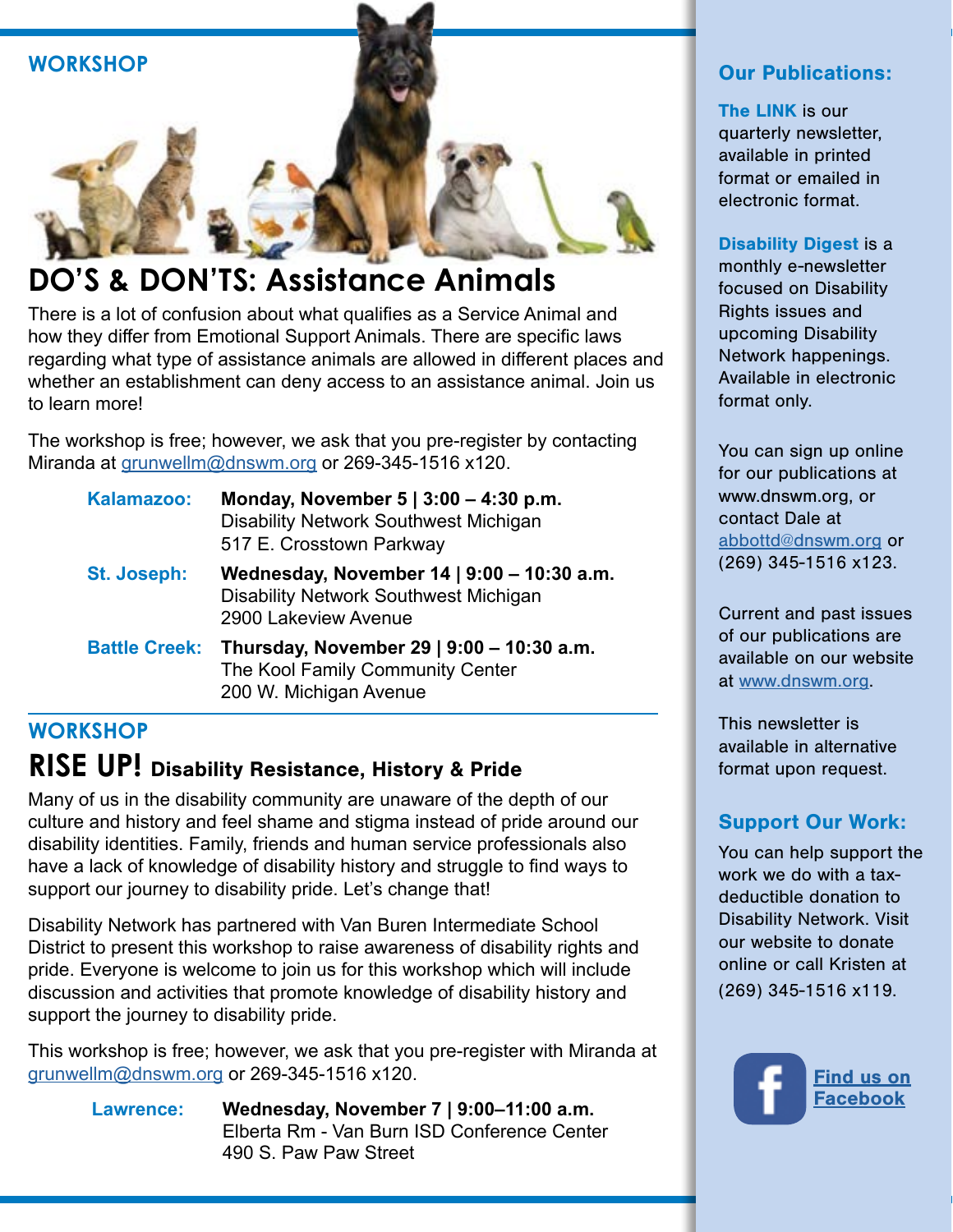WORKSHOP

## DO'S & DON'TS: Assistance Animals

There is a lot of confusion about what qualifies as a Service Animal and how they differ from Emotional Support Animals. There are specific laws regarding what type of assistance animals are allowed in different places and whether an establishment can deny access to an assistance animal. Join us to learn more!

The workshop is free; however, we ask that you pre-register by contacting Miranda at grunwellm@dnswm.org or 269-345-1516 x120.

**Kalamazoo:** **Monday, November 5 | 3:00 – 4:30 p.m.**
Disability Network Southwest Michigan
517 E. Crosstown Parkway

**St. Joseph:** **Wednesday, November 14 | 9:00 – 10:30 a.m.**
Disability Network Southwest Michigan
2900 Lakeview Avenue

**Battle Creek:** **Thursday, November 29 | 9:00 – 10:30 a.m.**
The Kool Family Community Center
200 W. Michigan Avenue

WORKSHOP

## RISE UP! Disability Resistance, History & Pride

Many of us in the disability community are unaware of the depth of our culture and history and feel shame and stigma instead of pride around our disability identities. Family, friends and human service professionals also have a lack of knowledge of disability history and struggle to find ways to support our journey to disability pride. Let's change that!

Disability Network has partnered with Van Buren Intermediate School District to present this workshop to raise awareness of disability rights and pride. Everyone is welcome to join us for this workshop which will include discussion and activities that promote knowledge of disability history and support the journey to disability pride.

This workshop is free; however, we ask that you pre-register with Miranda at grunwellm@dnswm.org or 269-345-1516 x120.

**Lawrence:** **Wednesday, November 7 | 9:00–11:00 a.m.**
Elberta Rm - Van Burn ISD Conference Center
490 S. Paw Paw Street

### Our Publications:

**The LINK** is our quarterly newsletter, available in printed format or emailed in electronic format.

**Disability Digest** is a monthly e-newsletter focused on Disability Rights issues and upcoming Disability Network happenings. Available in electronic format only.

You can sign up online for our publications at www.dnswm.org, or contact Dale at abbottd@dnswm.org or (269) 345-1516 x123.

Current and past issues of our publications are available on our website at www.dnswm.org.

This newsletter is available in alternative format upon request.

### Support Our Work:

You can help support the work we do with a tax-deductible donation to Disability Network. Visit our website to donate online or call Kristen at (269) 345-1516 x119.

Find us on Facebook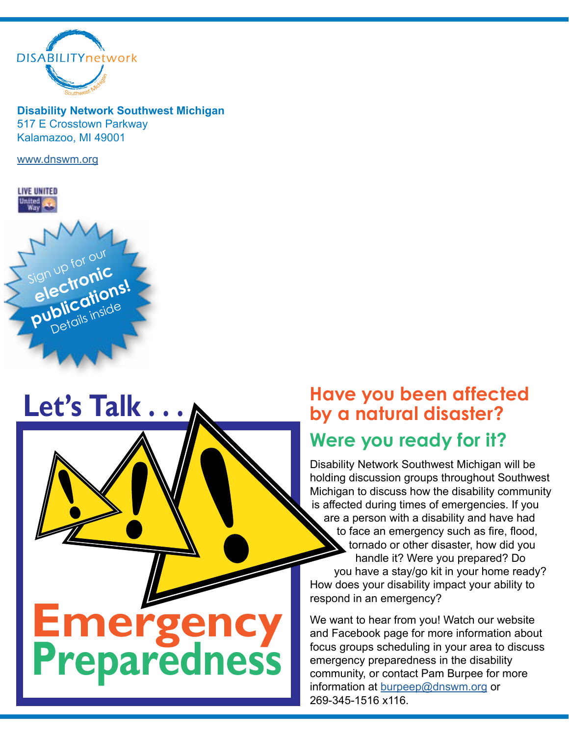DISABILITYnetwork Southwest Michigan

**Disability Network Southwest Michigan**
517 E Crosstown Parkway
Kalamazoo, MI 49001

www.dnswm.org

LIVE UNITED United Way

Sign up for our **electronic publications!** Details inside

# Let's Talk . . . Emergency Preparedness

## Have you been affected by a natural disaster?

## Were you ready for it?

Disability Network Southwest Michigan will be holding discussion groups throughout Southwest Michigan to discuss how the disability community is affected during times of emergencies. If you are a person with a disability and have had to face an emergency such as fire, flood, tornado or other disaster, how did you handle it? Were you prepared? Do you have a stay/go kit in your home ready? How does your disability impact your ability to respond in an emergency?

We want to hear from you! Watch our website and Facebook page for more information about focus groups scheduling in your area to discuss emergency preparedness in the disability community, or contact Pam Burpee for more information at burpeep@dnswm.org or 269-345-1516 x116.